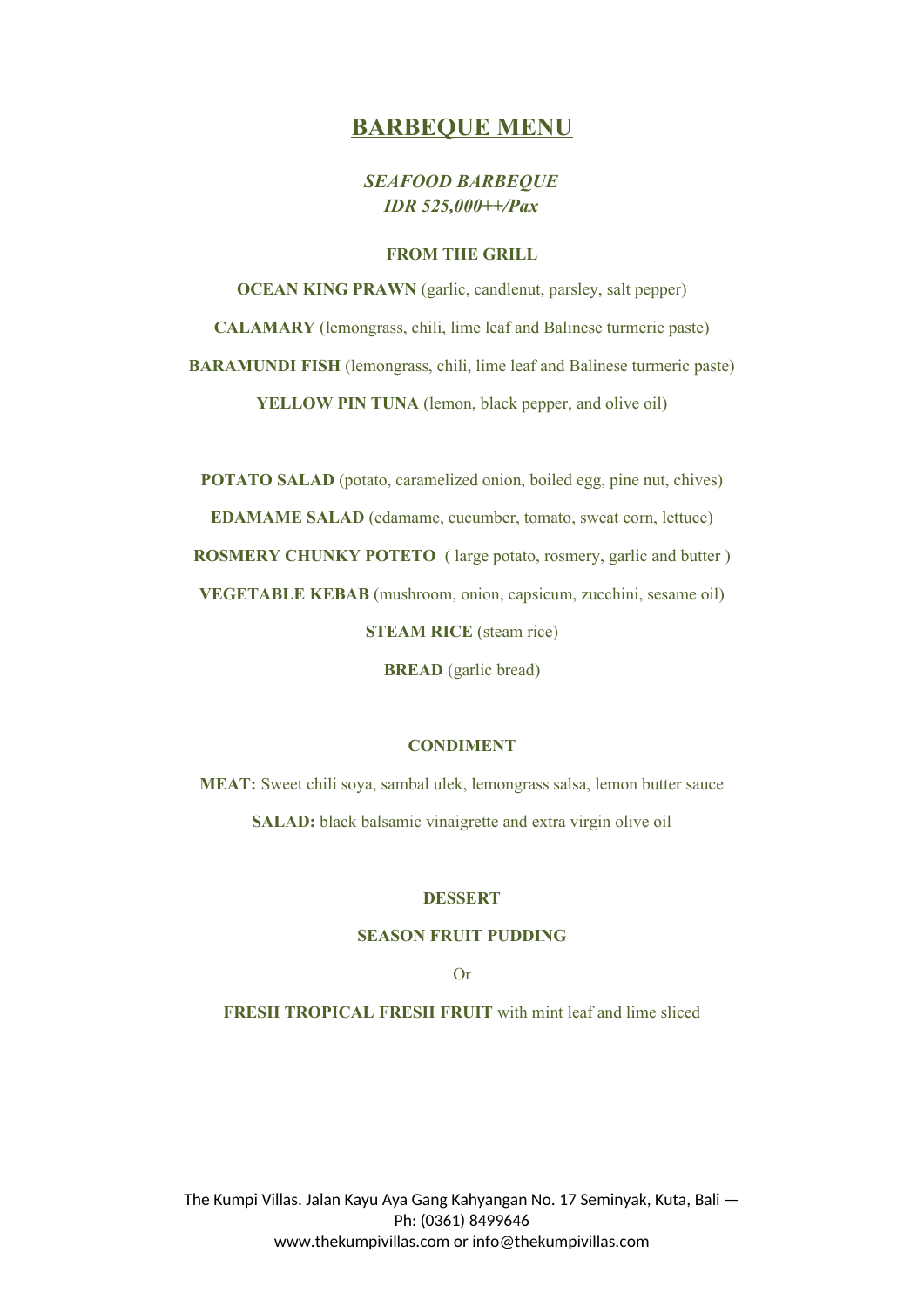# BARBEQUE MENU

***SEAFOOD BARBEQUE***
***IDR 525,000++/Pax***

**FROM THE GRILL**

**OCEAN KING PRAWN** (garlic, candlenut, parsley, salt pepper)

**CALAMARY** (lemongrass, chili, lime leaf and Balinese turmeric paste)

**BARAMUNDI FISH** (lemongrass, chili, lime leaf and Balinese turmeric paste)

**YELLOW PIN TUNA** (lemon, black pepper, and olive oil)

**POTATO SALAD** (potato, caramelized onion, boiled egg, pine nut, chives)

**EDAMAME SALAD** (edamame, cucumber, tomato, sweat corn, lettuce)

**ROSMERY CHUNKY POTETO** ( large potato, rosmery, garlic and butter )

**VEGETABLE KEBAB** (mushroom, onion, capsicum, zucchini, sesame oil)

**STEAM RICE** (steam rice)

**BREAD** (garlic bread)

**CONDIMENT**

**MEAT:** Sweet chili soya, sambal ulek, lemongrass salsa, lemon butter sauce

**SALAD:** black balsamic vinaigrette and extra virgin olive oil

**DESSERT**

**SEASON FRUIT PUDDING**

Or

**FRESH TROPICAL FRESH FRUIT** with mint leaf and lime sliced

The Kumpi Villas. Jalan Kayu Aya Gang Kahyangan No. 17 Seminyak, Kuta, Bali — Ph: (0361) 8499646
www.thekumpivillas.com or info@thekumpivillas.com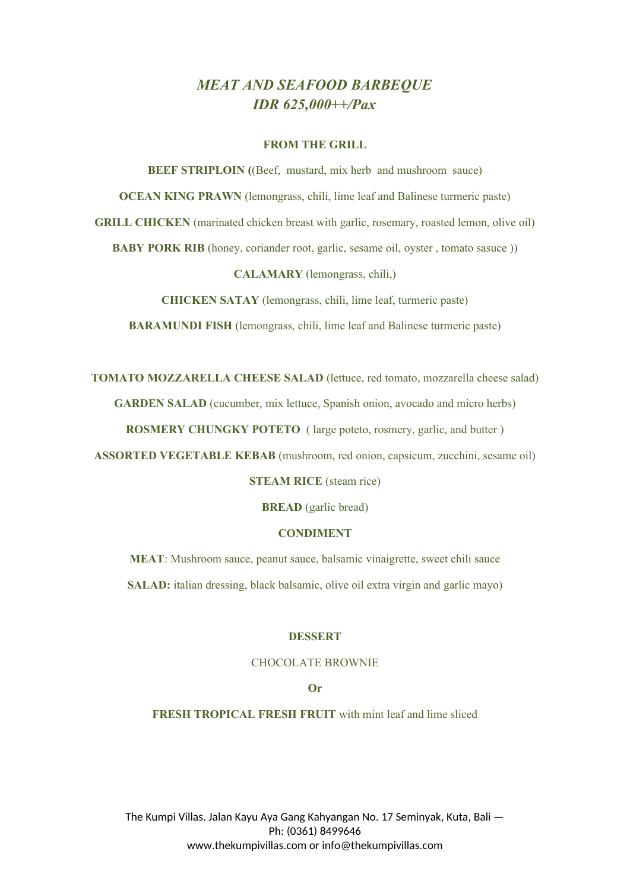# *MEAT AND SEAFOOD BARBEQUE*
## *IDR 625,000++/Pax*

### FROM THE GRILL

**BEEF STRIPLOIN (**(Beef, mustard, mix herb and mushroom sauce)

**OCEAN KING PRAWN** (lemongrass, chili, lime leaf and Balinese turmeric paste)

**GRILL CHICKEN** (marinated chicken breast with garlic, rosemary, roasted lemon, olive oil)

**BABY PORK RIB** (honey, coriander root, garlic, sesame oil, oyster , tomato sasuce ))

**CALAMARY** (lemongrass, chili,)

**CHICKEN SATAY** (lemongrass, chili, lime leaf, turmeric paste)

**BARAMUNDI FISH** (lemongrass, chili, lime leaf and Balinese turmeric paste)

**TOMATO MOZZARELLA CHEESE SALAD** (lettuce, red tomato, mozzarella cheese salad)

**GARDEN SALAD** (cucumber, mix lettuce, Spanish onion, avocado and micro herbs)

**ROSMERY CHUNGKY POTETO** ( large poteto, rosmery, garlic, and butter )

**ASSORTED VEGETABLE KEBAB** (mushroom, red onion, capsicum, zucchini, sesame oil)

**STEAM RICE** (steam rice)

**BREAD** (garlic bread)

### CONDIMENT

**MEAT**: Mushroom sauce, peanut sauce, balsamic vinaigrette, sweet chili sauce

**SALAD:** italian dressing, black balsamic, olive oil extra virgin and garlic mayo)

### DESSERT

CHOCOLATE BROWNIE

**Or**

**FRESH TROPICAL FRESH FRUIT** with mint leaf and lime sliced

The Kumpi Villas. Jalan Kayu Aya Gang Kahyangan No. 17 Seminyak, Kuta, Bali — Ph: (0361) 8499646
www.thekumpivillas.com or info@thekumpivillas.com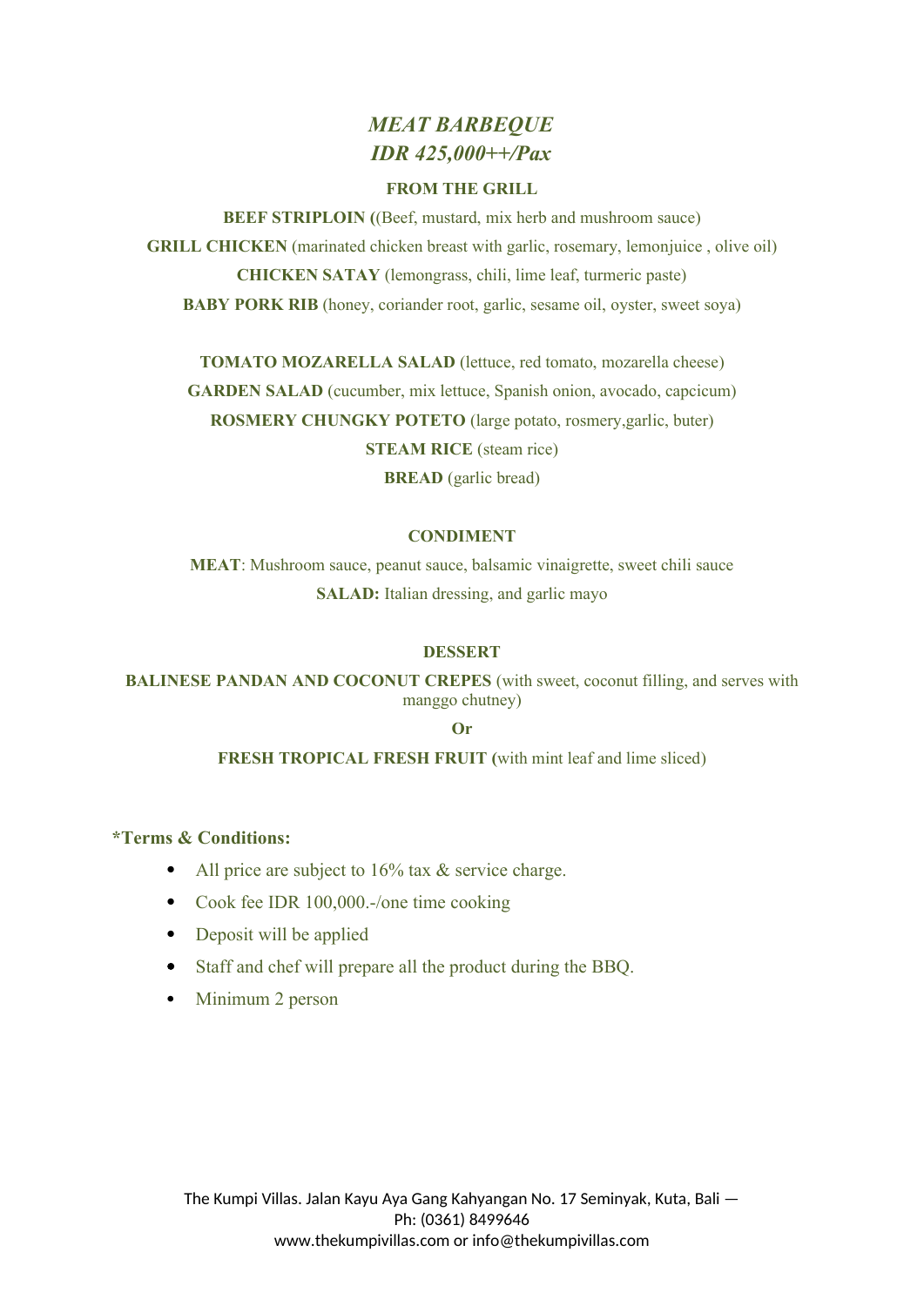# *MEAT BARBEQUE*
## *IDR 425,000++/Pax*

**FROM THE GRILL**

**BEEF STRIPLOIN ((**Beef, mustard, mix herb and mushroom sauce)

**GRILL CHICKEN** (marinated chicken breast with garlic, rosemary, lemonjuice , olive oil)

**CHICKEN SATAY** (lemongrass, chili, lime leaf, turmeric paste)

**BABY PORK RIB** (honey, coriander root, garlic, sesame oil, oyster, sweet soya)

**TOMATO MOZARELLA SALAD** (lettuce, red tomato, mozarella cheese)

**GARDEN SALAD** (cucumber, mix lettuce, Spanish onion, avocado, capcicum)

**ROSMERY CHUNGKY POTETO** (large potato, rosmery,garlic, buter)

**STEAM RICE** (steam rice)

**BREAD** (garlic bread)

**CONDIMENT**

**MEAT**: Mushroom sauce, peanut sauce, balsamic vinaigrette, sweet chili sauce

**SALAD:** Italian dressing, and garlic mayo

**DESSERT**

**BALINESE PANDAN AND COCONUT CREPES** (with sweet, coconut filling, and serves with manggo chutney)

**Or**

**FRESH TROPICAL FRESH FRUIT (**with mint leaf and lime sliced)

**\*Terms & Conditions:**

- All price are subject to 16% tax & service charge.
- Cook fee IDR 100,000.-/one time cooking
- Deposit will be applied
- Staff and chef will prepare all the product during the BBQ.
- Minimum 2 person

The Kumpi Villas. Jalan Kayu Aya Gang Kahyangan No. 17 Seminyak, Kuta, Bali — Ph: (0361) 8499646
www.thekumpivillas.com or info@thekumpivillas.com